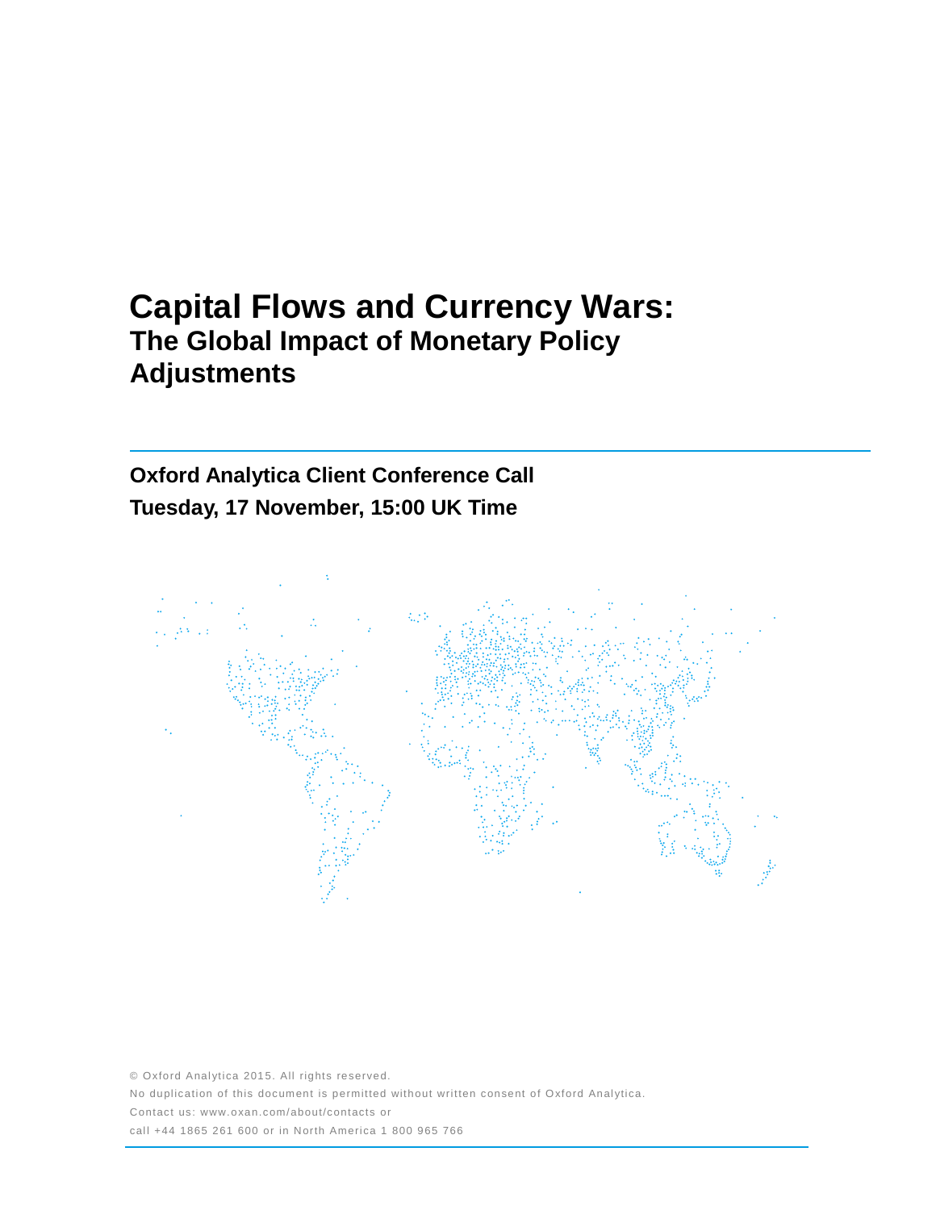# Capital Flows and Currency Wars:

## The Global Impact of Monetary Policy Adjustments

**Oxford Analytica Client Conference Call**

**Tuesday, 17 November, 15:00 UK Time**

© Oxford Analytica 2015. All rights reserved.

No duplication of this document is permitted without written consent of Oxford Analytica.

Contact us: www.oxan.com/about/contacts or

call +44 1865 261 600 or in North America 1 800 965 766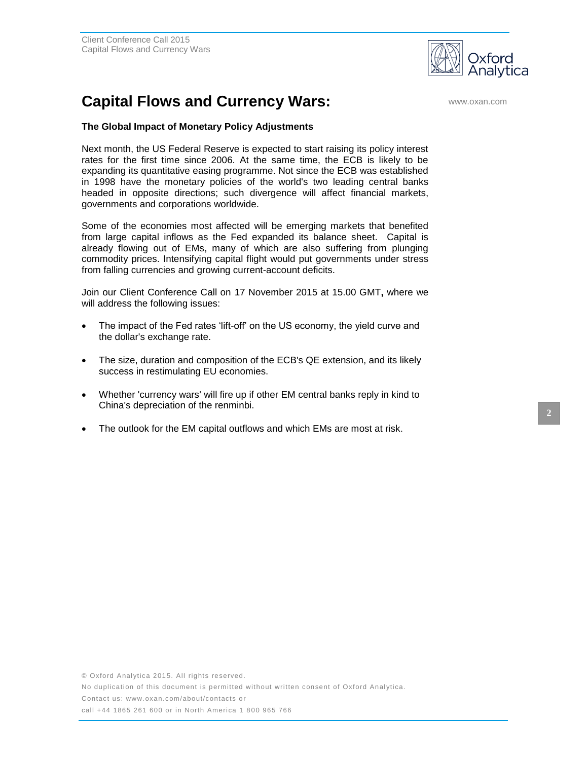# Capital Flows and Currency Wars:

**The Global Impact of Monetary Policy Adjustments**

Next month, the US Federal Reserve is expected to start raising its policy interest rates for the first time since 2006. At the same time, the ECB is likely to be expanding its quantitative easing programme. Not since the ECB was established in 1998 have the monetary policies of the world's two leading central banks headed in opposite directions; such divergence will affect financial markets, governments and corporations worldwide.

Some of the economies most affected will be emerging markets that benefited from large capital inflows as the Fed expanded its balance sheet. Capital is already flowing out of EMs, many of which are also suffering from plunging commodity prices. Intensifying capital flight would put governments under stress from falling currencies and growing current-account deficits.

Join our Client Conference Call on 17 November 2015 at 15.00 GMT**,** where we will address the following issues:

- The impact of the Fed rates 'lift-off' on the US economy, the yield curve and the dollar's exchange rate.
- The size, duration and composition of the ECB's QE extension, and its likely success in restimulating EU economies.
- Whether 'currency wars' will fire up if other EM central banks reply in kind to China's depreciation of the renminbi.
- The outlook for the EM capital outflows and which EMs are most at risk.

© Oxford Analytica 2015. All rights reserved.
No duplication of this document is permitted without written consent of Oxford Analytica.
Contact us: www.oxan.com/about/contacts or
call +44 1865 261 600 or in North America 1 800 965 766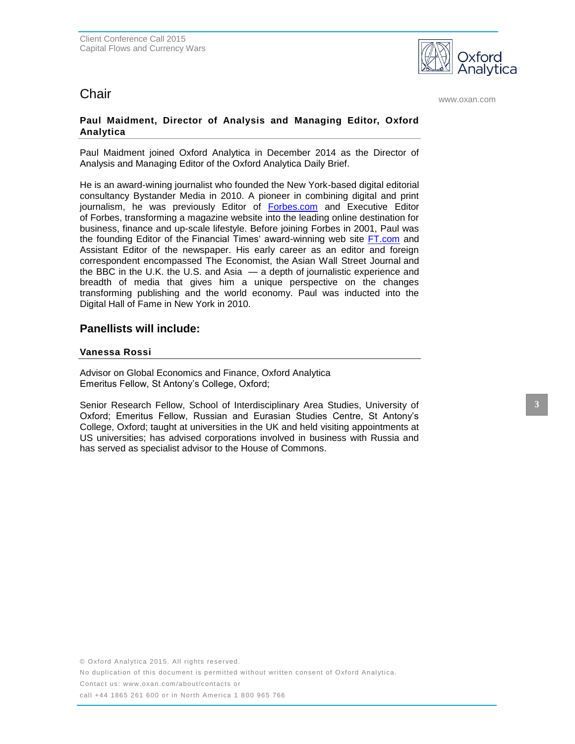## Chair

**Paul Maidment, Director of Analysis and Managing Editor, Oxford Analytica**

Paul Maidment joined Oxford Analytica in December 2014 as the Director of Analysis and Managing Editor of the Oxford Analytica Daily Brief.

He is an award-wining journalist who founded the New York-based digital editorial consultancy Bystander Media in 2010. A pioneer in combining digital and print journalism, he was previously Editor of Forbes.com and Executive Editor of Forbes, transforming a magazine website into the leading online destination for business, finance and up-scale lifestyle. Before joining Forbes in 2001, Paul was the founding Editor of the Financial Times' award-winning web site FT.com and Assistant Editor of the newspaper. His early career as an editor and foreign correspondent encompassed The Economist, the Asian Wall Street Journal and the BBC in the U.K. the U.S. and Asia — a depth of journalistic experience and breadth of media that gives him a unique perspective on the changes transforming publishing and the world economy. Paul was inducted into the Digital Hall of Fame in New York in 2010.

## Panellists will include:

**Vanessa Rossi**

Advisor on Global Economics and Finance, Oxford Analytica
Emeritus Fellow, St Antony's College, Oxford;

Senior Research Fellow, School of Interdisciplinary Area Studies, University of Oxford; Emeritus Fellow, Russian and Eurasian Studies Centre, St Antony's College, Oxford; taught at universities in the UK and held visiting appointments at US universities; has advised corporations involved in business with Russia and has served as specialist advisor to the House of Commons.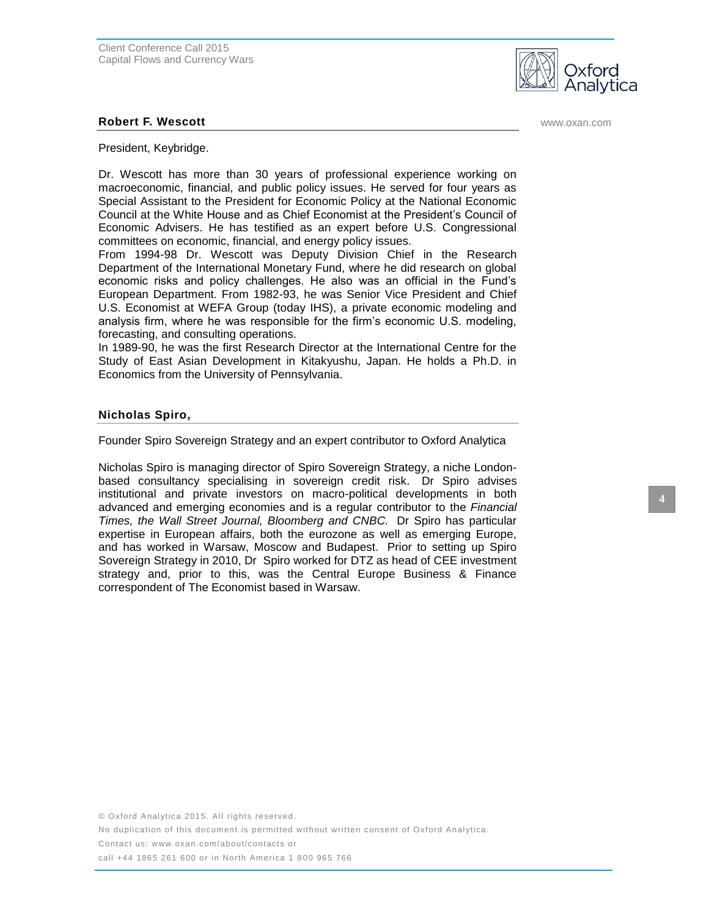## Robert F. Wescott

President, Keybridge.

Dr. Wescott has more than 30 years of professional experience working on macroeconomic, financial, and public policy issues. He served for four years as Special Assistant to the President for Economic Policy at the National Economic Council at the White House and as Chief Economist at the President's Council of Economic Advisers. He has testified as an expert before U.S. Congressional committees on economic, financial, and energy policy issues.
From 1994-98 Dr. Wescott was Deputy Division Chief in the Research Department of the International Monetary Fund, where he did research on global economic risks and policy challenges. He also was an official in the Fund's European Department. From 1982-93, he was Senior Vice President and Chief U.S. Economist at WEFA Group (today IHS), a private economic modeling and analysis firm, where he was responsible for the firm's economic U.S. modeling, forecasting, and consulting operations.
In 1989-90, he was the first Research Director at the International Centre for the Study of East Asian Development in Kitakyushu, Japan. He holds a Ph.D. in Economics from the University of Pennsylvania.

## Nicholas Spiro,

Founder Spiro Sovereign Strategy and an expert contributor to Oxford Analytica

Nicholas Spiro is managing director of Spiro Sovereign Strategy, a niche London-based consultancy specialising in sovereign credit risk. Dr Spiro advises institutional and private investors on macro-political developments in both advanced and emerging economies and is a regular contributor to the *Financial Times, the Wall Street Journal, Bloomberg and CNBC.* Dr Spiro has particular expertise in European affairs, both the eurozone as well as emerging Europe, and has worked in Warsaw, Moscow and Budapest. Prior to setting up Spiro Sovereign Strategy in 2010, Dr Spiro worked for DTZ as head of CEE investment strategy and, prior to this, was the Central Europe Business & Finance correspondent of The Economist based in Warsaw.